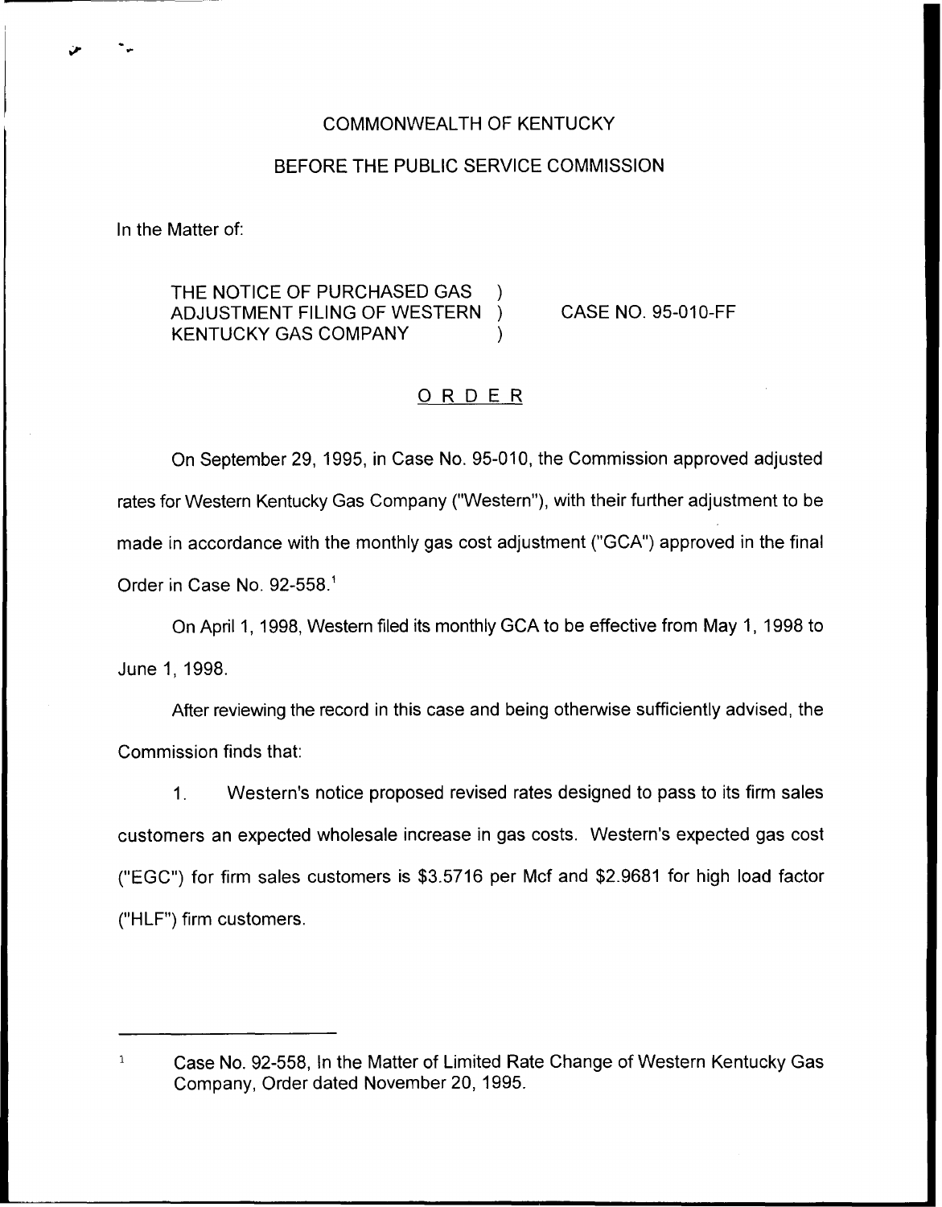COMMONWEALTH OF KENTUCKY

BEFORE THE PUBLIC SERVICE COMMISSION

In the Matter of:

THE NOTICE OF PURCHASED GAS ADJUSTMENT FILING OF WESTERN KENTUCKY GAS COMPANY ) CASE NO. 95-010-FF

## ORDER

On September 29, 1995, in Case No. 95-010, the Commission approved adjusted rates for Western Kentucky Gas Company ("Western"), with their further adjustment to be made in accordance with the monthly gas cost adjustment ("GCA") approved in the final Order in Case No. 92-558.[1]

On April 1, 1998, Western filed its monthly GCA to be effective from May 1, 1998 to June 1, 1998.

After reviewing the record in this case and being otherwise sufficiently advised, the Commission finds that:

1. Western's notice proposed revised rates designed to pass to its firm sales customers an expected wholesale increase in gas costs. Western's expected gas cost ("EGC") for firm sales customers is $3.5716 per Mcf and $2.9681 for high load factor ("HLF") firm customers.

---

[1] Case No. 92-558, In the Matter of Limited Rate Change of Western Kentucky Gas Company, Order dated November 20, 1995.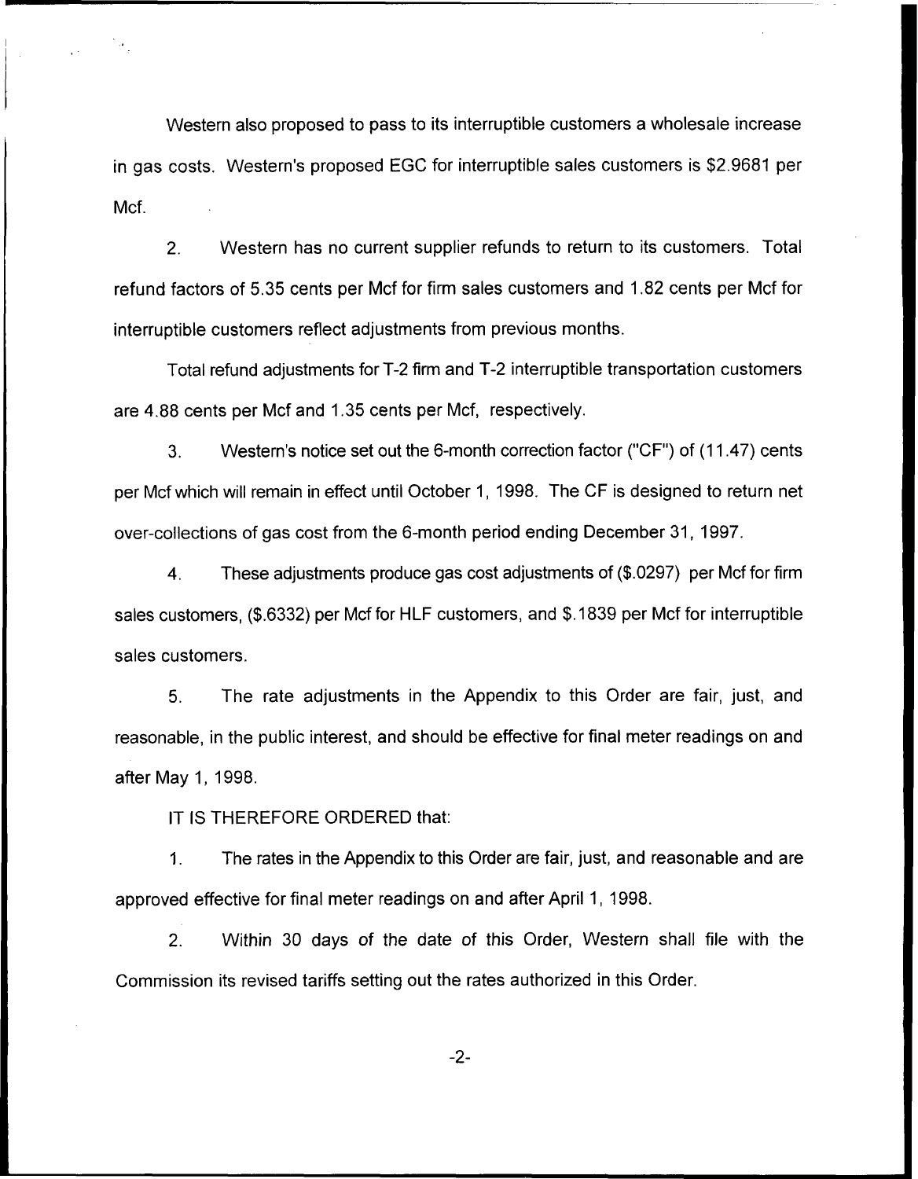Western also proposed to pass to its interruptible customers a wholesale increase in gas costs. Western's proposed EGC for interruptible sales customers is $2.9681 per Mcf.

2. Western has no current supplier refunds to return to its customers. Total refund factors of 5.35 cents per Mcf for firm sales customers and 1.82 cents per Mcf for interruptible customers reflect adjustments from previous months.

Total refund adjustments for T-2 firm and T-2 interruptible transportation customers are 4.88 cents per Mcf and 1.35 cents per Mcf, respectively.

3. Western's notice set out the 6-month correction factor ("CF") of (11.47) cents per Mcf which will remain in effect until October 1, 1998. The CF is designed to return net over-collections of gas cost from the 6-month period ending December 31, 1997.

4. These adjustments produce gas cost adjustments of ($.0297) per Mcf for firm sales customers, ($.6332) per Mcf for HLF customers, and $.1839 per Mcf for interruptible sales customers.

5. The rate adjustments in the Appendix to this Order are fair, just, and reasonable, in the public interest, and should be effective for final meter readings on and after May 1, 1998.

IT IS THEREFORE ORDERED that:

1. The rates in the Appendix to this Order are fair, just, and reasonable and are approved effective for final meter readings on and after April 1, 1998.

2. Within 30 days of the date of this Order, Western shall file with the Commission its revised tariffs setting out the rates authorized in this Order.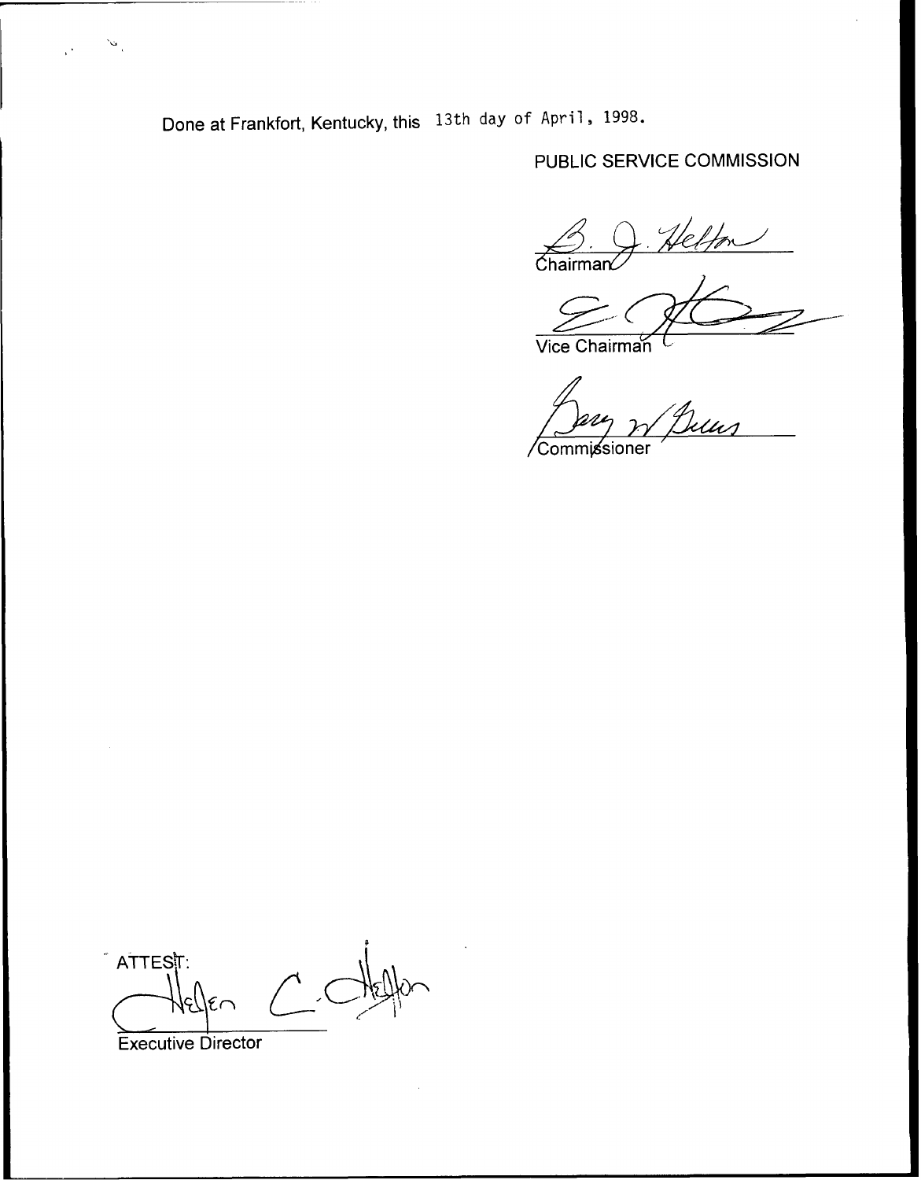Done at Frankfort, Kentucky, this 13th day of April, 1998.

PUBLIC SERVICE COMMISSION

Chairman

Vice Chairman

Commissioner

ATTEST:

Executive Director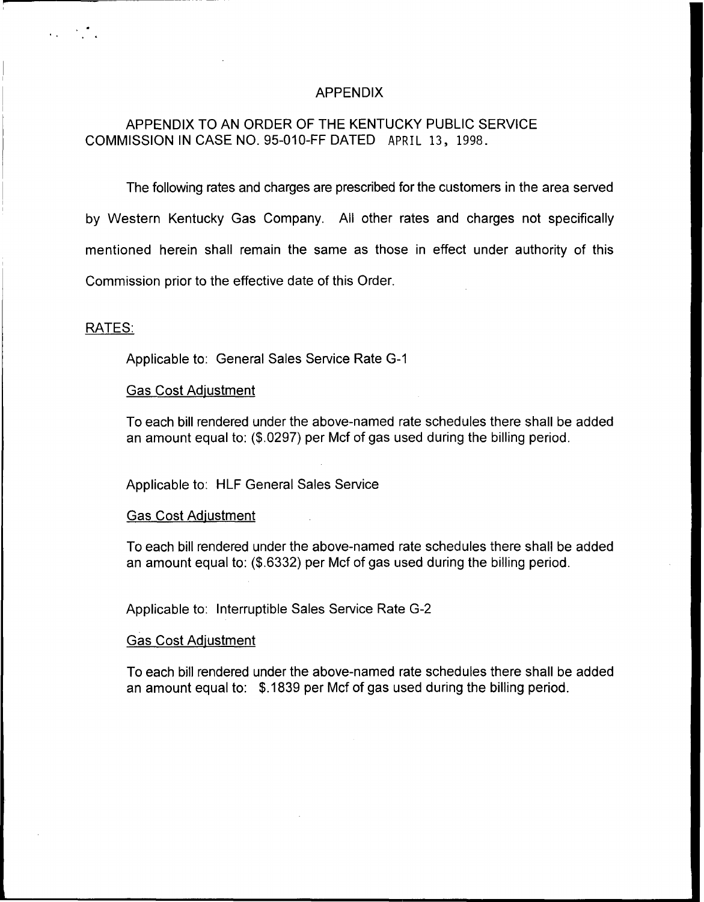# APPENDIX

APPENDIX TO AN ORDER OF THE KENTUCKY PUBLIC SERVICE COMMISSION IN CASE NO. 95-010-FF DATED APRIL 13, 1998.

The following rates and charges are prescribed for the customers in the area served by Western Kentucky Gas Company. All other rates and charges not specifically mentioned herein shall remain the same as those in effect under authority of this Commission prior to the effective date of this Order.

RATES:

Applicable to: General Sales Service Rate G-1

Gas Cost Adjustment

To each bill rendered under the above-named rate schedules there shall be added an amount equal to: ($.0297) per Mcf of gas used during the billing period.

Applicable to: HLF General Sales Service

Gas Cost Adjustment

To each bill rendered under the above-named rate schedules there shall be added an amount equal to: ($.6332) per Mcf of gas used during the billing period.

Applicable to: Interruptible Sales Service Rate G-2

Gas Cost Adjustment

To each bill rendered under the above-named rate schedules there shall be added an amount equal to: $.1839 per Mcf of gas used during the billing period.